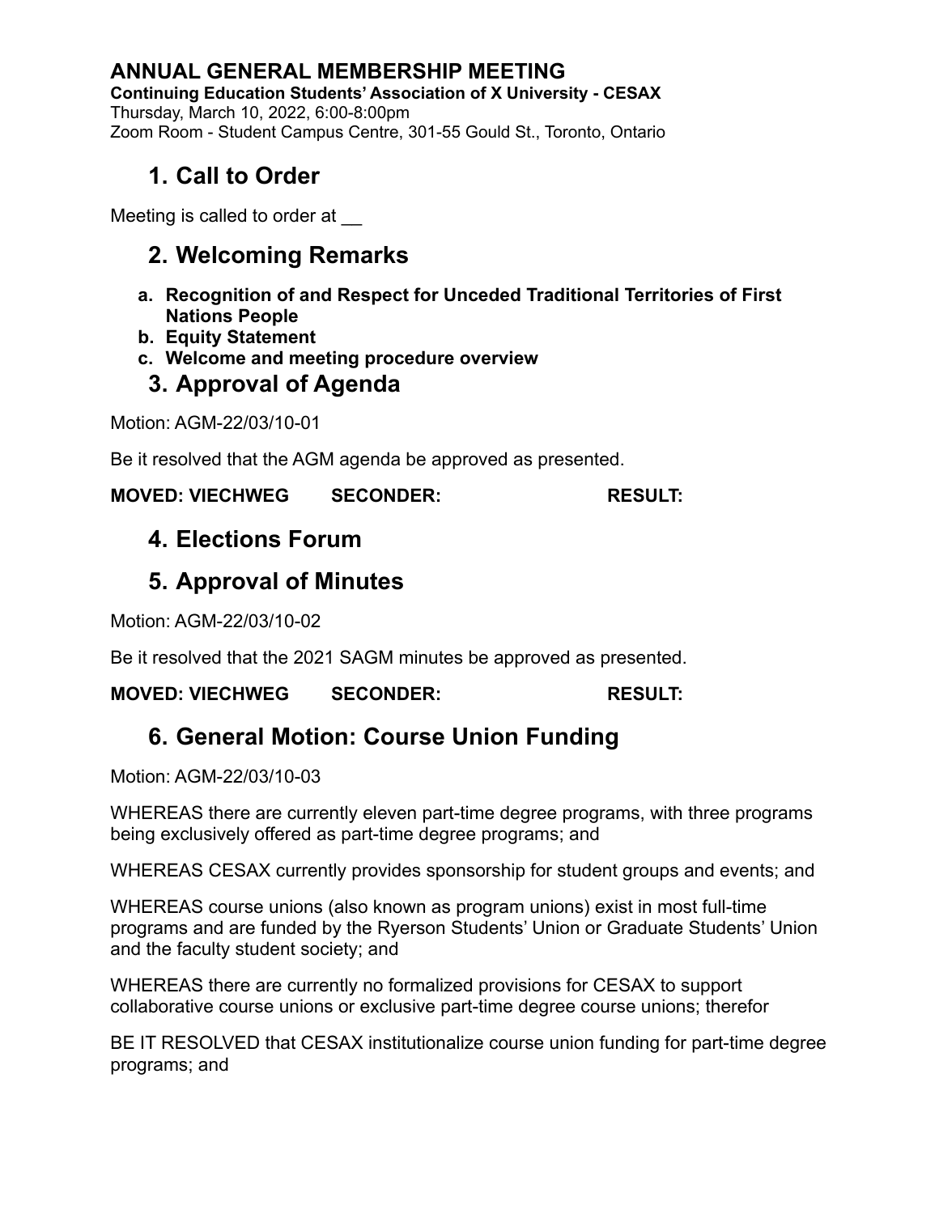# ANNUAL GENERAL MEMBERSHIP MEETING

**Continuing Education Students' Association of X University - CESAX**

Thursday, March 10, 2022, 6:00-8:00pm

Zoom Room - Student Campus Centre, 301-55 Gould St., Toronto, Ontario

## 1. Call to Order

Meeting is called to order at __

## 2. Welcoming Remarks

a. **Recognition of and Respect for Unceded Traditional Territories of First Nations People**
b. **Equity Statement**
c. **Welcome and meeting procedure overview**

## 3. Approval of Agenda

Motion: AGM-22/03/10-01

Be it resolved that the AGM agenda be approved as presented.

**MOVED: VIECHWEG SECONDER: RESULT:**

## 4. Elections Forum

## 5. Approval of Minutes

Motion: AGM-22/03/10-02

Be it resolved that the 2021 SAGM minutes be approved as presented.

**MOVED: VIECHWEG SECONDER: RESULT:**

## 6. General Motion: Course Union Funding

Motion: AGM-22/03/10-03

WHEREAS there are currently eleven part-time degree programs, with three programs being exclusively offered as part-time degree programs; and

WHEREAS CESAX currently provides sponsorship for student groups and events; and

WHEREAS course unions (also known as program unions) exist in most full-time programs and are funded by the Ryerson Students' Union or Graduate Students' Union and the faculty student society; and

WHEREAS there are currently no formalized provisions for CESAX to support collaborative course unions or exclusive part-time degree course unions; therefor

BE IT RESOLVED that CESAX institutionalize course union funding for part-time degree programs; and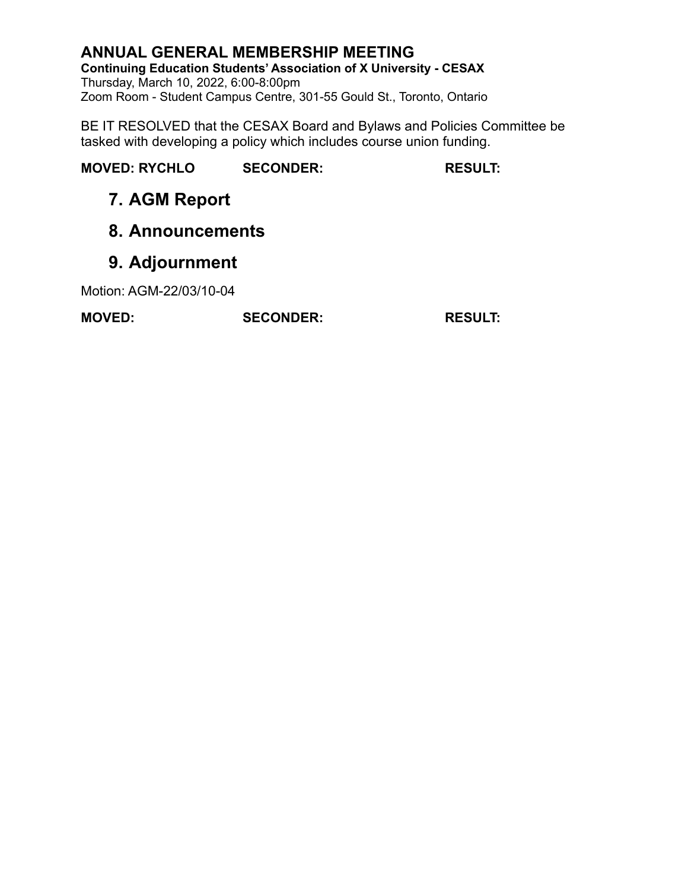## ANNUAL GENERAL MEMBERSHIP MEETING

**Continuing Education Students' Association of X University - CESAX**
Thursday, March 10, 2022, 6:00-8:00pm
Zoom Room - Student Campus Centre, 301-55 Gould St., Toronto, Ontario

BE IT RESOLVED that the CESAX Board and Bylaws and Policies Committee be tasked with developing a policy which includes course union funding.

**MOVED: RYCHLO** **SECONDER:** **RESULT:**

### 7. AGM Report

### 8. Announcements

### 9. Adjournment

Motion: AGM-22/03/10-04

**MOVED:** **SECONDER:** **RESULT:**